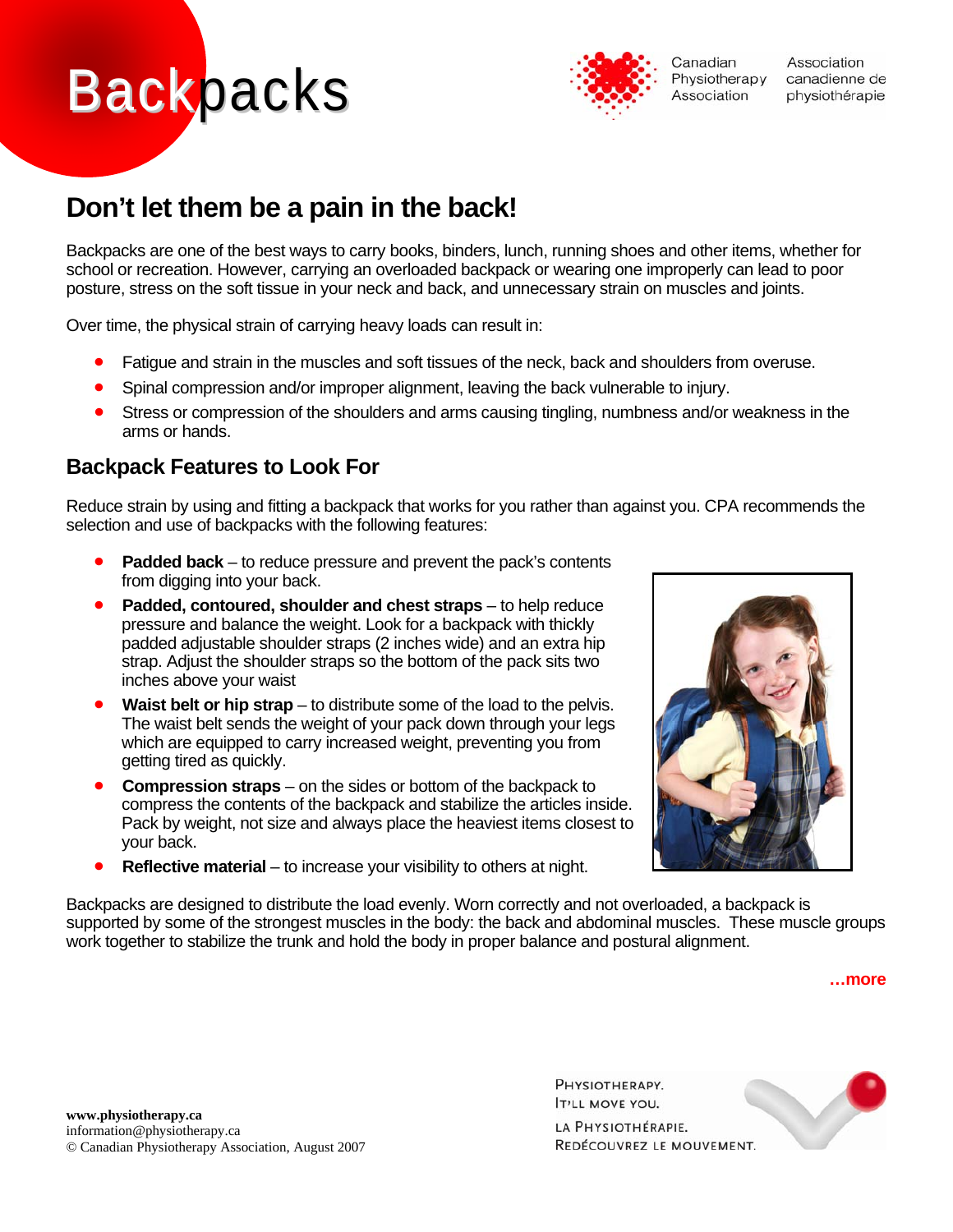# Backpacks

Canadian Physiotherapy Association — Association canadienne de physiothérapie

## Don't let them be a pain in the back!

Backpacks are one of the best ways to carry books, binders, lunch, running shoes and other items, whether for school or recreation. However, carrying an overloaded backpack or wearing one improperly can lead to poor posture, stress on the soft tissue in your neck and back, and unnecessary strain on muscles and joints.

Over time, the physical strain of carrying heavy loads can result in:

- Fatigue and strain in the muscles and soft tissues of the neck, back and shoulders from overuse.
- Spinal compression and/or improper alignment, leaving the back vulnerable to injury.
- Stress or compression of the shoulders and arms causing tingling, numbness and/or weakness in the arms or hands.

## Backpack Features to Look For

Reduce strain by using and fitting a backpack that works for you rather than against you. CPA recommends the selection and use of backpacks with the following features:

- **Padded back** – to reduce pressure and prevent the pack's contents from digging into your back.
- **Padded, contoured, shoulder and chest straps** – to help reduce pressure and balance the weight. Look for a backpack with thickly padded adjustable shoulder straps (2 inches wide) and an extra hip strap. Adjust the shoulder straps so the bottom of the pack sits two inches above your waist
- **Waist belt or hip strap** – to distribute some of the load to the pelvis. The waist belt sends the weight of your pack down through your legs which are equipped to carry increased weight, preventing you from getting tired as quickly.
- **Compression straps** – on the sides or bottom of the backpack to compress the contents of the backpack and stabilize the articles inside. Pack by weight, not size and always place the heaviest items closest to your back.
- **Reflective material** – to increase your visibility to others at night.

Backpacks are designed to distribute the load evenly. Worn correctly and not overloaded, a backpack is supported by some of the strongest muscles in the body: the back and abdominal muscles. These muscle groups work together to stabilize the trunk and hold the body in proper balance and postural alignment.

**…more**

**www.physiotherapy.ca**
information@physiotherapy.ca
© Canadian Physiotherapy Association, August 2007

PHYSIOTHERAPY. IT'LL MOVE YOU.
LA PHYSIOTHÉRAPIE. REDÉCOUVREZ LE MOUVEMENT.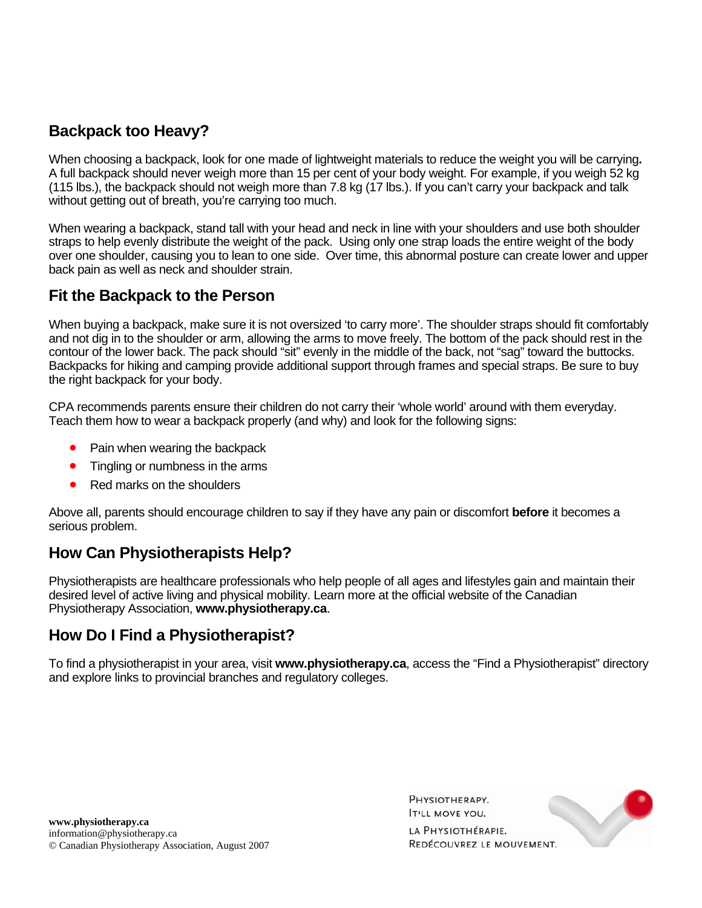## Backpack too Heavy?

When choosing a backpack, look for one made of lightweight materials to reduce the weight you will be carrying**.** A full backpack should never weigh more than 15 per cent of your body weight. For example, if you weigh 52 kg (115 lbs.), the backpack should not weigh more than 7.8 kg (17 lbs.). If you can't carry your backpack and talk without getting out of breath, you're carrying too much.

When wearing a backpack, stand tall with your head and neck in line with your shoulders and use both shoulder straps to help evenly distribute the weight of the pack. Using only one strap loads the entire weight of the body over one shoulder, causing you to lean to one side. Over time, this abnormal posture can create lower and upper back pain as well as neck and shoulder strain.

## Fit the Backpack to the Person

When buying a backpack, make sure it is not oversized 'to carry more'. The shoulder straps should fit comfortably and not dig in to the shoulder or arm, allowing the arms to move freely. The bottom of the pack should rest in the contour of the lower back. The pack should "sit" evenly in the middle of the back, not "sag" toward the buttocks. Backpacks for hiking and camping provide additional support through frames and special straps. Be sure to buy the right backpack for your body.

CPA recommends parents ensure their children do not carry their 'whole world' around with them everyday. Teach them how to wear a backpack properly (and why) and look for the following signs:

- Pain when wearing the backpack
- Tingling or numbness in the arms
- Red marks on the shoulders

Above all, parents should encourage children to say if they have any pain or discomfort **before** it becomes a serious problem.

## How Can Physiotherapists Help?

Physiotherapists are healthcare professionals who help people of all ages and lifestyles gain and maintain their desired level of active living and physical mobility. Learn more at the official website of the Canadian Physiotherapy Association, **www.physiotherapy.ca**.

## How Do I Find a Physiotherapist?

To find a physiotherapist in your area, visit **www.physiotherapy.ca**, access the "Find a Physiotherapist" directory and explore links to provincial branches and regulatory colleges.

**www.physiotherapy.ca**
information@physiotherapy.ca
© Canadian Physiotherapy Association, August 2007

PHYSIOTHERAPY.
IT'LL MOVE YOU.
LA PHYSIOTHÉRAPIE.
REDÉCOUVREZ LE MOUVEMENT.